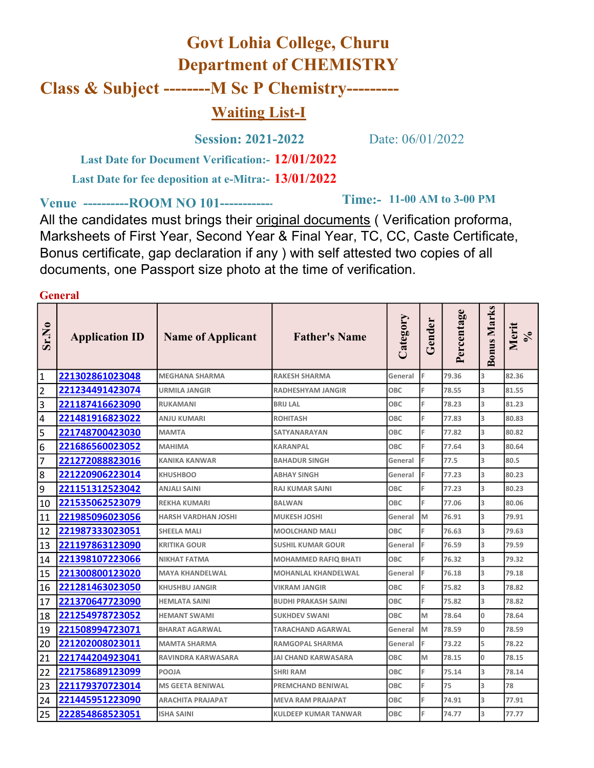# Govt Lohia College, Churu
# Department of CHEMISTRY

## Class & Subject --------M Sc P Chemistry---------

### Waiting List-I

**Session: 2021-2022** Date: 06/01/2022

**Last Date for Document Verification:- 12/01/2022**

**Last Date for fee deposition at e-Mitra:- 13/01/2022**

**Venue ----------ROOM NO 101------------** **Time:- 11-00 AM to 3-00 PM**

All the candidates must brings their original documents ( Verification proforma, Marksheets of First Year, Second Year & Final Year, TC, CC, Caste Certificate, Bonus certificate, gap declaration if any ) with self attested two copies of all documents, one Passport size photo at the time of verification.

**General**

| Sr.No | Application ID | Name of Applicant | Father's Name | Category | Gender | Percentage | Bonus Marks | Merit % |
|---|---|---|---|---|---|---|---|---|
| 1 | 221302861023048 | MEGHANA SHARMA | RAKESH SHARMA | General | F | 79.36 | 3 | 82.36 |
| 2 | 221234491423074 | URMILA JANGIR | RADHESHYAM JANGIR | OBC | F | 78.55 | 3 | 81.55 |
| 3 | 221187416623090 | RUKAMANI | BRIJ LAL | OBC | F | 78.23 | 3 | 81.23 |
| 4 | 221481916823022 | ANJU KUMARI | ROHITASH | OBC | F | 77.83 | 3 | 80.83 |
| 5 | 221748700423030 | MAMTA | SATYANARAYAN | OBC | F | 77.82 | 3 | 80.82 |
| 6 | 221686560023052 | MAHIMA | KARANPAL | OBC | F | 77.64 | 3 | 80.64 |
| 7 | 221272088823016 | KANIKA KANWAR | BAHADUR SINGH | General | F | 77.5 | 3 | 80.5 |
| 8 | 221220906223014 | KHUSHBOO | ABHAY SINGH | General | F | 77.23 | 3 | 80.23 |
| 9 | 221151312523042 | ANJALI SAINI | RAJ KUMAR SAINI | OBC | F | 77.23 | 3 | 80.23 |
| 10 | 221535062523079 | REKHA KUMARI | BALWAN | OBC | F | 77.06 | 3 | 80.06 |
| 11 | 221985096023056 | HARSH VARDHAN JOSHI | MUKESH JOSHI | General | M | 76.91 | 3 | 79.91 |
| 12 | 221987333023051 | SHEELA MALI | MOOLCHAND MALI | OBC | F | 76.63 | 3 | 79.63 |
| 13 | 221197863123090 | KRITIKA GOUR | SUSHIL KUMAR GOUR | General | F | 76.59 | 3 | 79.59 |
| 14 | 221398107223066 | NIKHAT FATMA | MOHAMMED RAFIQ BHATI | OBC | F | 76.32 | 3 | 79.32 |
| 15 | 221300800123020 | MAYA KHANDELWAL | MOHANLAL KHANDELWAL | General | F | 76.18 | 3 | 79.18 |
| 16 | 221281463023050 | KHUSHBU JANGIR | VIKRAM JANGIR | OBC | F | 75.82 | 3 | 78.82 |
| 17 | 221370647723090 | HEMLATA SAINI | BUDHI PRAKASH SAINI | OBC | F | 75.82 | 3 | 78.82 |
| 18 | 221254978723052 | HEMANT SWAMI | SUKHDEV SWANI | OBC | M | 78.64 | 0 | 78.64 |
| 19 | 221508994723071 | BHARAT AGARWAL | TARACHAND AGARWAL | General | M | 78.59 | 0 | 78.59 |
| 20 | 221202008023011 | MAMTA SHARMA | RAMGOPAL SHARMA | General | F | 73.22 | 5 | 78.22 |
| 21 | 221744204923041 | RAVINDRA KARWASARA | JAI CHAND KARWASARA | OBC | M | 78.15 | 0 | 78.15 |
| 22 | 221758689123099 | POOJA | SHRI RAM | OBC | F | 75.14 | 3 | 78.14 |
| 23 | 221179370723014 | MS GEETA BENIWAL | PREMCHAND BENIWAL | OBC | F | 75 | 3 | 78 |
| 24 | 221445951223090 | ARACHITA PRAJAPAT | MEVA RAM PRAJAPAT | OBC | F | 74.91 | 3 | 77.91 |
| 25 | 222854868523051 | ISHA SAINI | KULDEEP KUMAR TANWAR | OBC | F | 74.77 | 3 | 77.77 |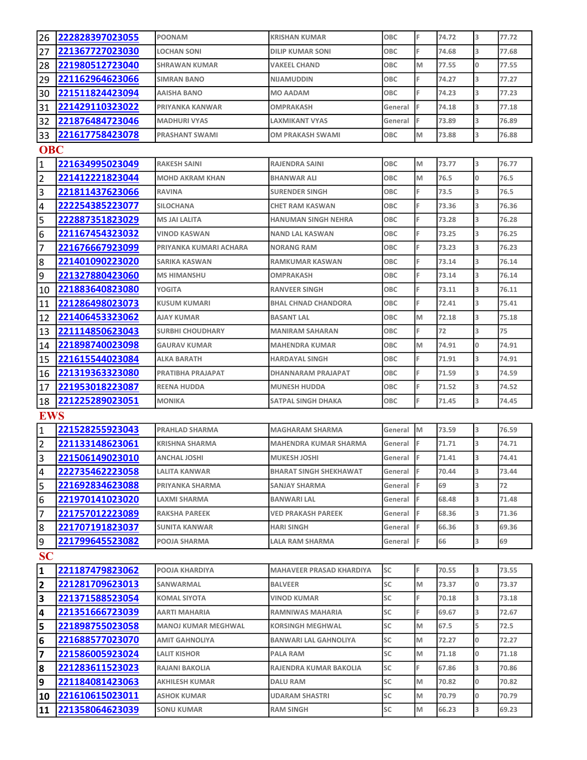| | | | | | | | | |
|---|---|---|---|---|---|---|---|---|
| 26 | 222828397023055 | POONAM | KRISHAN KUMAR | OBC | F | 74.72 | 3 | 77.72 |
| 27 | 221367727023030 | LOCHAN SONI | DILIP KUMAR SONI | OBC | F | 74.68 | 3 | 77.68 |
| 28 | 221980512723040 | SHRAWAN KUMAR | VAKEEL CHAND | OBC | M | 77.55 | 0 | 77.55 |
| 29 | 221162964623066 | SIMRAN BANO | NIJAMUDDIN | OBC | F | 74.27 | 3 | 77.27 |
| 30 | 221511824423094 | AAISHA BANO | MO AADAM | OBC | F | 74.23 | 3 | 77.23 |
| 31 | 221429110323022 | PRIYANKA KANWAR | OMPRAKASH | General | F | 74.18 | 3 | 77.18 |
| 32 | 221876484723046 | MADHURI VYAS | LAXMIKANT VYAS | General | F | 73.89 | 3 | 76.89 |
| 33 | 221617758423078 | PRASHANT SWAMI | OM PRAKASH SWAMI | OBC | M | 73.88 | 3 | 76.88 |

## OBC

| | | | | | | | | |
|---|---|---|---|---|---|---|---|---|
| 1 | 221634995023049 | RAKESH SAINI | RAJENDRA SAINI | OBC | M | 73.77 | 3 | 76.77 |
| 2 | 221412221823044 | MOHD AKRAM KHAN | BHANWAR ALI | OBC | M | 76.5 | 0 | 76.5 |
| 3 | 221811437623066 | RAVINA | SURENDER SINGH | OBC | F | 73.5 | 3 | 76.5 |
| 4 | 222254385223077 | SILOCHANA | CHET RAM KASWAN | OBC | F | 73.36 | 3 | 76.36 |
| 5 | 222887351823029 | MS JAI LALITA | HANUMAN SINGH NEHRA | OBC | F | 73.28 | 3 | 76.28 |
| 6 | 221167454323032 | VINOD KASWAN | NAND LAL KASWAN | OBC | F | 73.25 | 3 | 76.25 |
| 7 | 221676667923099 | PRIYANKA KUMARI ACHARA | NORANG RAM | OBC | F | 73.23 | 3 | 76.23 |
| 8 | 221401090223020 | SARIKA KASWAN | RAMKUMAR KASWAN | OBC | F | 73.14 | 3 | 76.14 |
| 9 | 221327880423060 | MS HIMANSHU | OMPRAKASH | OBC | F | 73.14 | 3 | 76.14 |
| 10 | 221883640823080 | YOGITA | RANVEER SINGH | OBC | F | 73.11 | 3 | 76.11 |
| 11 | 221286498023073 | KUSUM KUMARI | BHAL CHNAD CHANDORA | OBC | F | 72.41 | 3 | 75.41 |
| 12 | 221406453323062 | AJAY KUMAR | BASANT LAL | OBC | M | 72.18 | 3 | 75.18 |
| 13 | 221114850623043 | SURBHI CHOUDHARY | MANIRAM SAHARAN | OBC | F | 72 | 3 | 75 |
| 14 | 221898740023098 | GAURAV KUMAR | MAHENDRA KUMAR | OBC | M | 74.91 | 0 | 74.91 |
| 15 | 221615544023084 | ALKA BARATH | HARDAYAL SINGH | OBC | F | 71.91 | 3 | 74.91 |
| 16 | 221319363323080 | PRATIBHA PRAJAPAT | DHANNARAM PRAJAPAT | OBC | F | 71.59 | 3 | 74.59 |
| 17 | 221953018223087 | REENA HUDDA | MUNESH HUDDA | OBC | F | 71.52 | 3 | 74.52 |
| 18 | 221225289023051 | MONIKA | SATPAL SINGH DHAKA | OBC | F | 71.45 | 3 | 74.45 |

## EWS

| | | | | | | | | |
|---|---|---|---|---|---|---|---|---|
| 1 | 221528255923043 | PRAHLAD SHARMA | MAGHARAM SHARMA | General | M | 73.59 | 3 | 76.59 |
| 2 | 221133148623061 | KRISHNA SHARMA | MAHENDRA KUMAR SHARMA | General | F | 71.71 | 3 | 74.71 |
| 3 | 221506149023010 | ANCHAL JOSHI | MUKESH JOSHI | General | F | 71.41 | 3 | 74.41 |
| 4 | 222735462223058 | LALITA KANWAR | BHARAT SINGH SHEKHAWAT | General | F | 70.44 | 3 | 73.44 |
| 5 | 221692834623088 | PRIYANKA SHARMA | SANJAY SHARMA | General | F | 69 | 3 | 72 |
| 6 | 221970141023020 | LAXMI SHARMA | BANWARI LAL | General | F | 68.48 | 3 | 71.48 |
| 7 | 221757012223089 | RAKSHA PAREEK | VED PRAKASH PAREEK | General | F | 68.36 | 3 | 71.36 |
| 8 | 221707191823037 | SUNITA KANWAR | HARI SINGH | General | F | 66.36 | 3 | 69.36 |
| 9 | 221799645523082 | POOJA SHARMA | LALA RAM SHARMA | General | F | 66 | 3 | 69 |

## SC

| | | | | | | | | |
|---|---|---|---|---|---|---|---|---|
| **1** | 221187479823062 | POOJA KHARDIYA | MAHAVEER PRASAD KHARDIYA | SC | F | 70.55 | 3 | 73.55 |
| **2** | 221281709623013 | SANWARMAL | BALVEER | SC | M | 73.37 | 0 | 73.37 |
| **3** | 221371588523054 | KOMAL SIYOTA | VINOD KUMAR | SC | F | 70.18 | 3 | 73.18 |
| **4** | 221351666723039 | AARTI MAHARIA | RAMNIWAS MAHARIA | SC | F | 69.67 | 3 | 72.67 |
| **5** | 221898755023058 | MANOJ KUMAR MEGHWAL | KORSINGH MEGHWAL | SC | M | 67.5 | 5 | 72.5 |
| **6** | 221688577023070 | AMIT GAHNOLIYA | BANWARI LAL GAHNOLIYA | SC | M | 72.27 | 0 | 72.27 |
| **7** | 221586005923024 | LALIT KISHOR | PALA RAM | SC | M | 71.18 | 0 | 71.18 |
| **8** | 221283611523023 | RAJANI BAKOLIA | RAJENDRA KUMAR BAKOLIA | SC | F | 67.86 | 3 | 70.86 |
| **9** | 221184081423063 | AKHILESH KUMAR | DALU RAM | SC | M | 70.82 | 0 | 70.82 |
| **10** | 221610615023011 | ASHOK KUMAR | UDARAM SHASTRI | SC | M | 70.79 | 0 | 70.79 |
| **11** | 221358064623039 | SONU KUMAR | RAM SINGH | SC | M | 66.23 | 3 | 69.23 |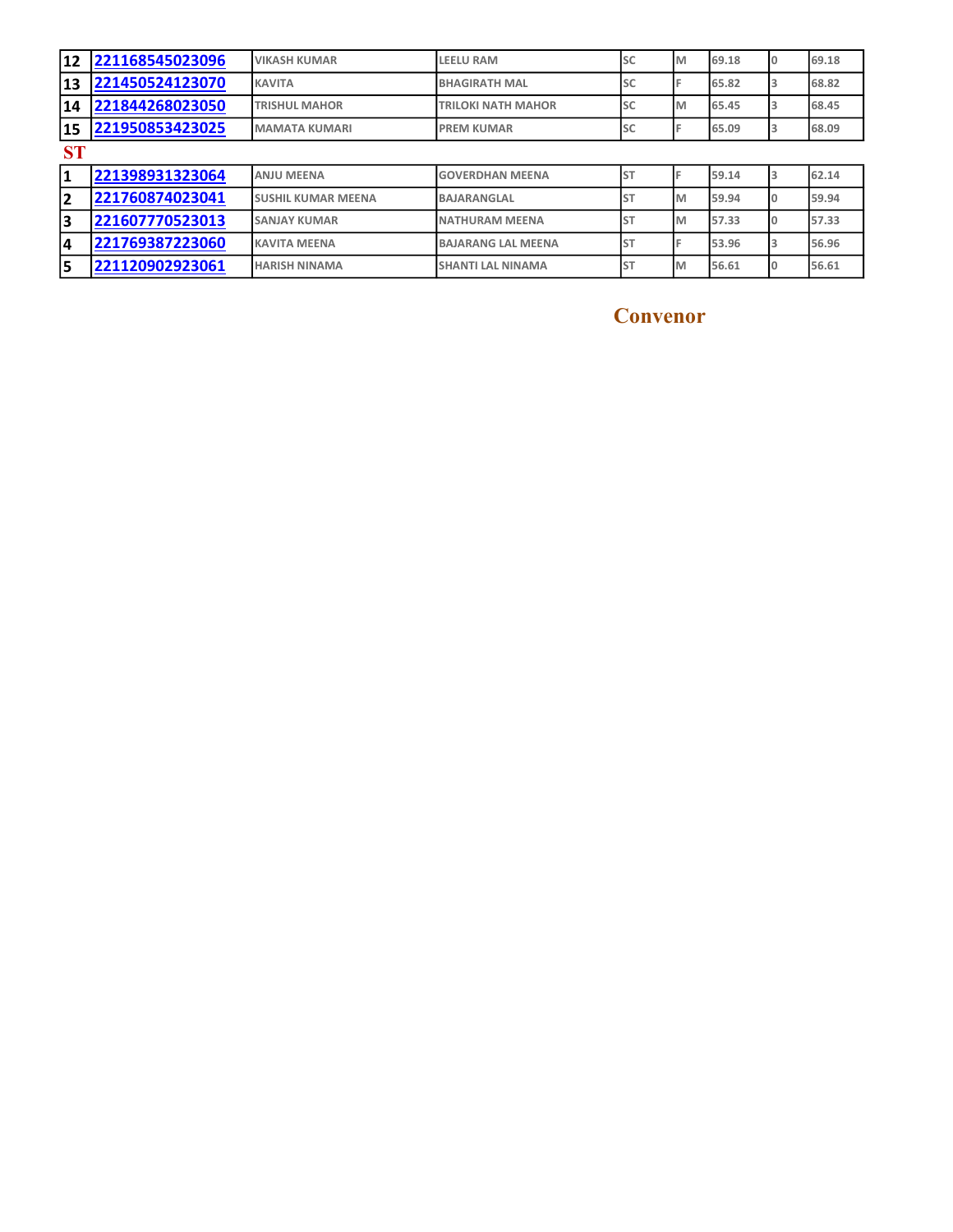| | | | | | | | | |
|---|---|---|---|---|---|---|---|---|
| 12 | 221168545023096 | VIKASH KUMAR | LEELU RAM | SC | M | 69.18 | 0 | 69.18 |
| 13 | 221450524123070 | KAVITA | BHAGIRATH MAL | SC | F | 65.82 | 3 | 68.82 |
| 14 | 221844268023050 | TRISHUL MAHOR | TRILOKI NATH MAHOR | SC | M | 65.45 | 3 | 68.45 |
| 15 | 221950853423025 | MAMATA KUMARI | PREM KUMAR | SC | F | 65.09 | 3 | 68.09 |

**ST**

| | | | | | | | | |
|---|---|---|---|---|---|---|---|---|
| 1 | 221398931323064 | ANJU MEENA | GOVERDHAN MEENA | ST | F | 59.14 | 3 | 62.14 |
| 2 | 221760874023041 | SUSHIL KUMAR MEENA | BAJARANGLAL | ST | M | 59.94 | 0 | 59.94 |
| 3 | 221607770523013 | SANJAY KUMAR | NATHURAM MEENA | ST | M | 57.33 | 0 | 57.33 |
| 4 | 221769387223060 | KAVITA MEENA | BAJARANG LAL MEENA | ST | F | 53.96 | 3 | 56.96 |
| 5 | 221120902923061 | HARISH NINAMA | SHANTI LAL NINAMA | ST | M | 56.61 | 0 | 56.61 |

**Convenor**